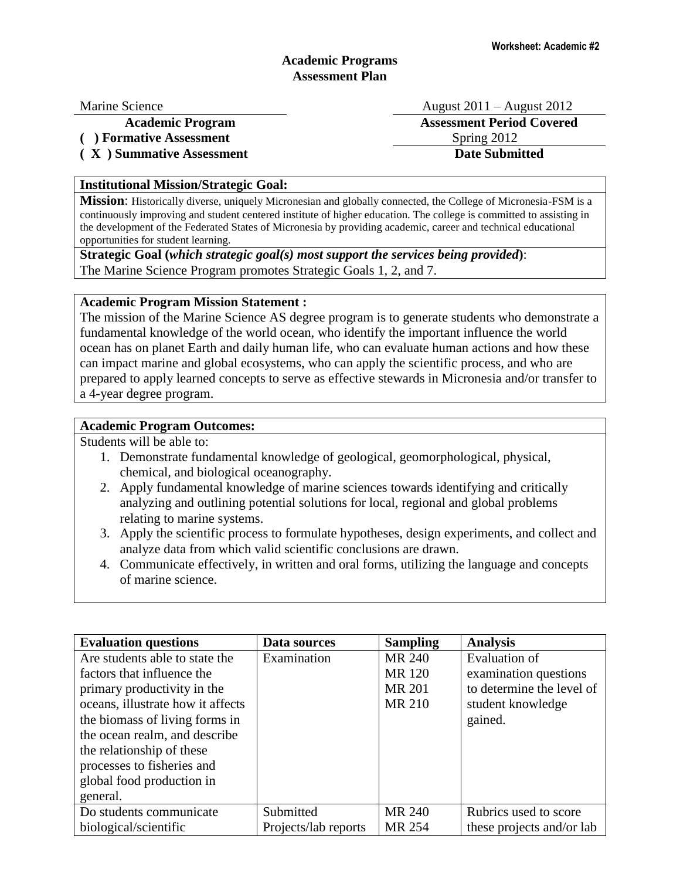**Worksheet: Academic #2**

# Academic Programs
# Assessment Plan

Marine Science
**Academic Program**

August 2011 – August 2012
**Assessment Period Covered**

**( ) Formative Assessment**
**( X ) Summative Assessment**

Spring 2012
**Date Submitted**

**Institutional Mission/Strategic Goal:**

**Mission**: Historically diverse, uniquely Micronesian and globally connected, the College of Micronesia-FSM is a continuously improving and student centered institute of higher education. The college is committed to assisting in the development of the Federated States of Micronesia by providing academic, career and technical educational opportunities for student learning.

**Strategic Goal (*which strategic goal(s) most support the services being provided*)**:
The Marine Science Program promotes Strategic Goals 1, 2, and 7.

**Academic Program Mission Statement :**

The mission of the Marine Science AS degree program is to generate students who demonstrate a fundamental knowledge of the world ocean, who identify the important influence the world ocean has on planet Earth and daily human life, who can evaluate human actions and how these can impact marine and global ecosystems, who can apply the scientific process, and who are prepared to apply learned concepts to serve as effective stewards in Micronesia and/or transfer to a 4-year degree program.

**Academic Program Outcomes:**

Students will be able to:

1. Demonstrate fundamental knowledge of geological, geomorphological, physical, chemical, and biological oceanography.
2. Apply fundamental knowledge of marine sciences towards identifying and critically analyzing and outlining potential solutions for local, regional and global problems relating to marine systems.
3. Apply the scientific process to formulate hypotheses, design experiments, and collect and analyze data from which valid scientific conclusions are drawn.
4. Communicate effectively, in written and oral forms, utilizing the language and concepts of marine science.

| Evaluation questions | Data sources | Sampling | Analysis |
|---|---|---|---|
| Are students able to state the factors that influence the primary productivity in the oceans, illustrate how it affects the biomass of living forms in the ocean realm, and describe the relationship of these processes to fisheries and global food production in general. | Examination | MR 240<br>MR 120<br>MR 201<br>MR 210 | Evaluation of examination questions to determine the level of student knowledge gained. |
| Do students communicate biological/scientific | Submitted Projects/lab reports | MR 240<br>MR 254 | Rubrics used to score these projects and/or lab |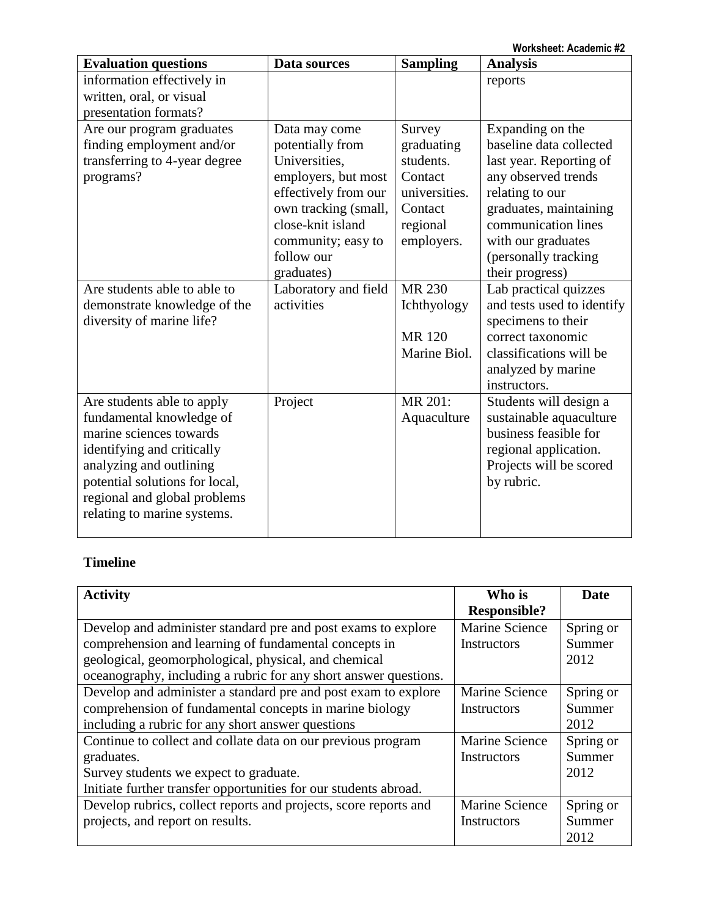| Evaluation questions | Data sources | Sampling | Analysis |
| --- | --- | --- | --- |
| information effectively in written, oral, or visual presentation formats? | | | reports |
| Are our program graduates finding employment and/or transferring to 4-year degree programs? | Data may come potentially from Universities, employers, but most effectively from our own tracking (small, close-knit island community; easy to follow our graduates) | Survey graduating students. Contact universities. Contact regional employers. | Expanding on the baseline data collected last year. Reporting of any observed trends relating to our graduates, maintaining communication lines with our graduates (personally tracking their progress) |
| Are students able to able to demonstrate knowledge of the diversity of marine life? | Laboratory and field activities | MR 230 Ichthyology<br><br>MR 120 Marine Biol. | Lab practical quizzes and tests used to identify specimens to their correct taxonomic classifications will be analyzed by marine instructors. |
| Are students able to apply fundamental knowledge of marine sciences towards identifying and critically analyzing and outlining potential solutions for local, regional and global problems relating to marine systems. | Project | MR 201: Aquaculture | Students will design a sustainable aquaculture business feasible for regional application. Projects will be scored by rubric. |

## Timeline

| Activity | Who is Responsible? | Date |
| --- | --- | --- |
| Develop and administer standard pre and post exams to explore comprehension and learning of fundamental concepts in geological, geomorphological, physical, and chemical oceanography, including a rubric for any short answer questions. | Marine Science Instructors | Spring or Summer 2012 |
| Develop and administer a standard pre and post exam to explore comprehension of fundamental concepts in marine biology including a rubric for any short answer questions | Marine Science Instructors | Spring or Summer 2012 |
| Continue to collect and collate data on our previous program graduates.<br>Survey students we expect to graduate.<br>Initiate further transfer opportunities for our students abroad. | Marine Science Instructors | Spring or Summer 2012 |
| Develop rubrics, collect reports and projects, score reports and projects, and report on results. | Marine Science Instructors | Spring or Summer 2012 |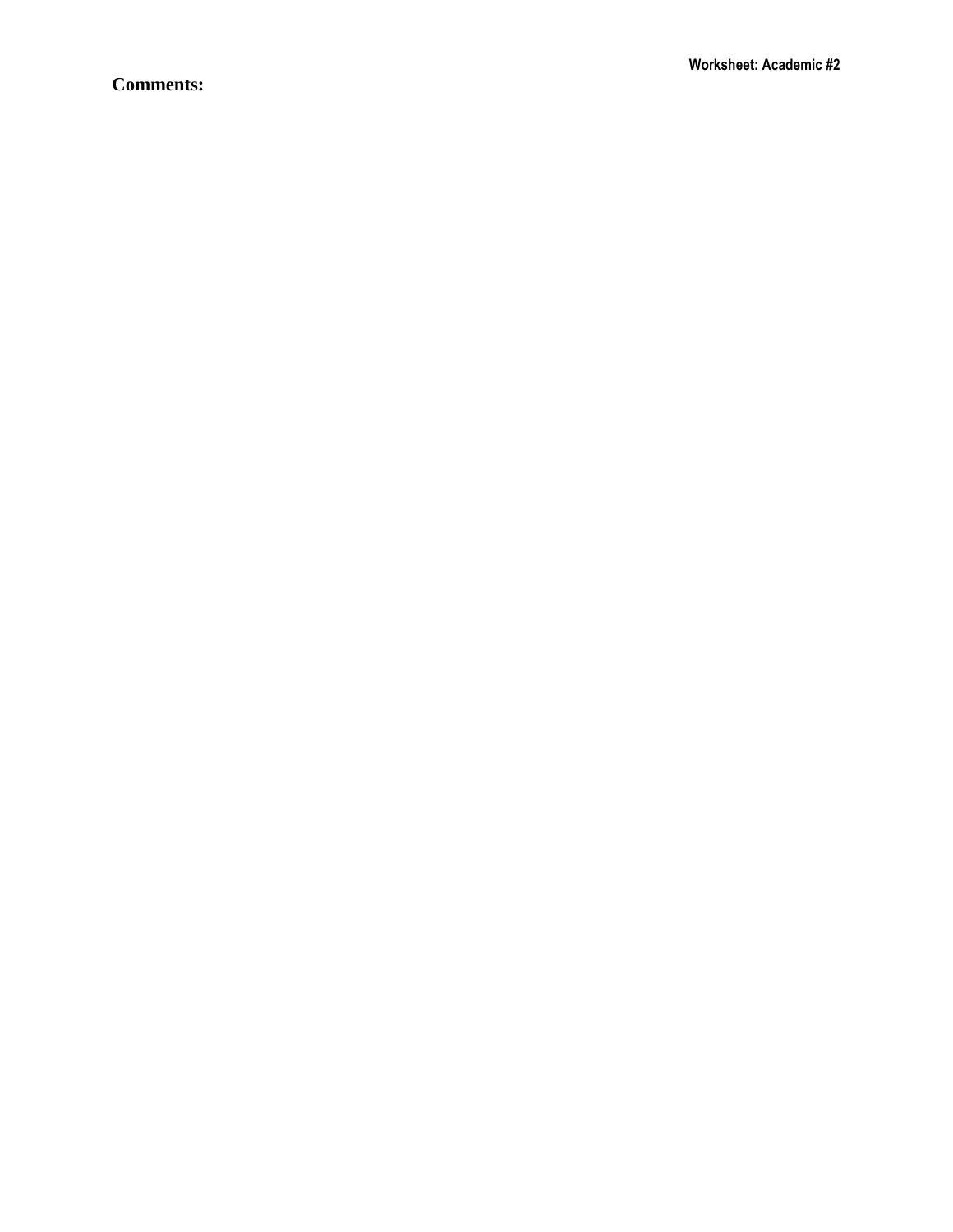**Comments:**